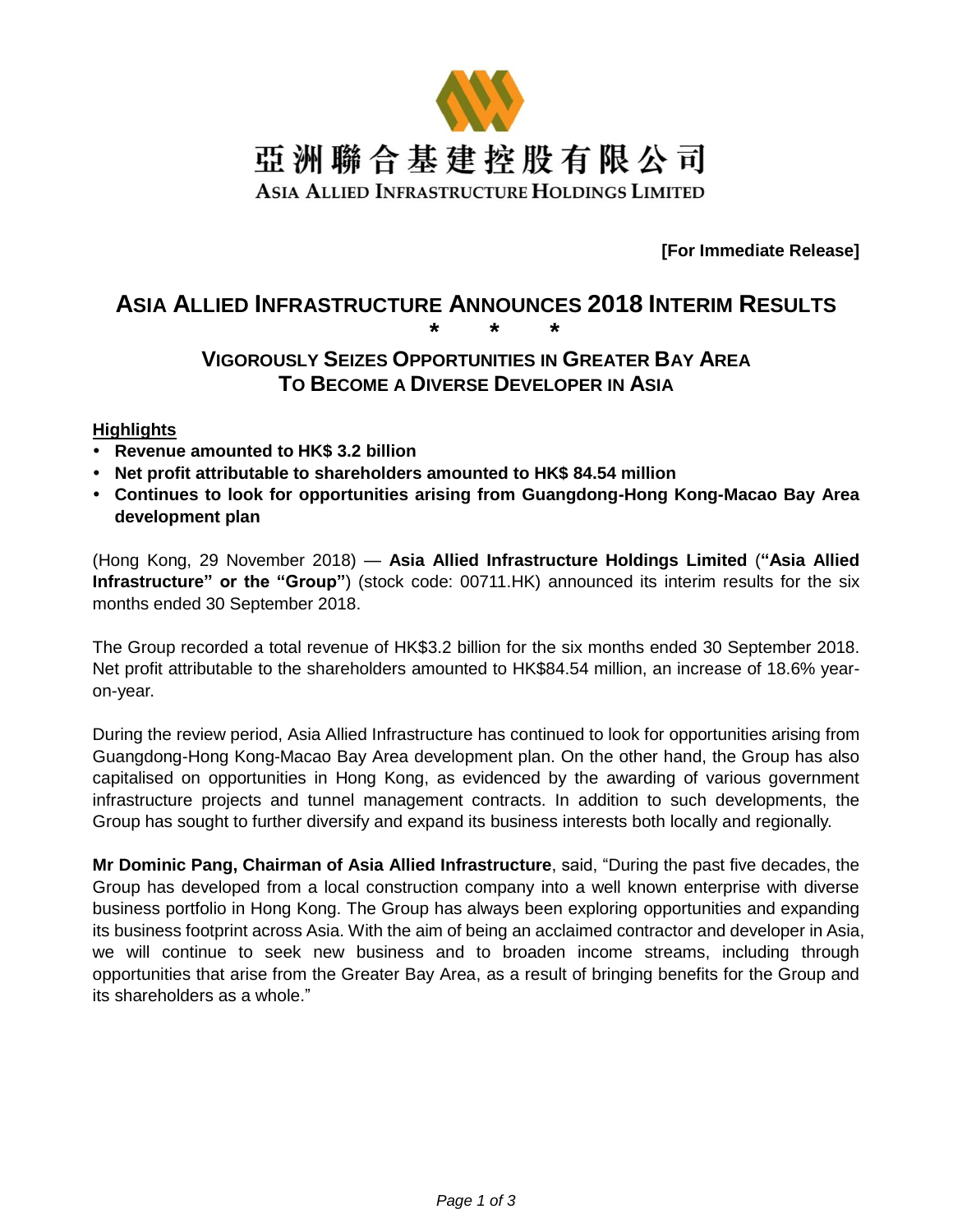亞洲聯合基建控股有限公司

ASIA ALLIED INFRASTRUCTURE HOLDINGS LIMITED

**[For Immediate Release]**

# ASIA ALLIED INFRASTRUCTURE ANNOUNCES 2018 INTERIM RESULTS

**\*  \*  \***

## VIGOROUSLY SEIZES OPPORTUNITIES IN GREATER BAY AREA
## TO BECOME A DIVERSE DEVELOPER IN ASIA

**<u>Highlights</u>**

- **Revenue amounted to HK$ 3.2 billion**
- **Net profit attributable to shareholders amounted to HK$ 84.54 million**
- **Continues to look for opportunities arising from Guangdong-Hong Kong-Macao Bay Area development plan**

(Hong Kong, 29 November 2018) — **Asia Allied Infrastructure Holdings Limited** (**"Asia Allied Infrastructure" or the "Group"**) (stock code: 00711.HK) announced its interim results for the six months ended 30 September 2018.

The Group recorded a total revenue of HK$3.2 billion for the six months ended 30 September 2018. Net profit attributable to the shareholders amounted to HK$84.54 million, an increase of 18.6% year-on-year.

During the review period, Asia Allied Infrastructure has continued to look for opportunities arising from Guangdong-Hong Kong-Macao Bay Area development plan. On the other hand, the Group has also capitalised on opportunities in Hong Kong, as evidenced by the awarding of various government infrastructure projects and tunnel management contracts. In addition to such developments, the Group has sought to further diversify and expand its business interests both locally and regionally.

**Mr Dominic Pang, Chairman of Asia Allied Infrastructure**, said, "During the past five decades, the Group has developed from a local construction company into a well known enterprise with diverse business portfolio in Hong Kong. The Group has always been exploring opportunities and expanding its business footprint across Asia. With the aim of being an acclaimed contractor and developer in Asia, we will continue to seek new business and to broaden income streams, including through opportunities that arise from the Greater Bay Area, as a result of bringing benefits for the Group and its shareholders as a whole."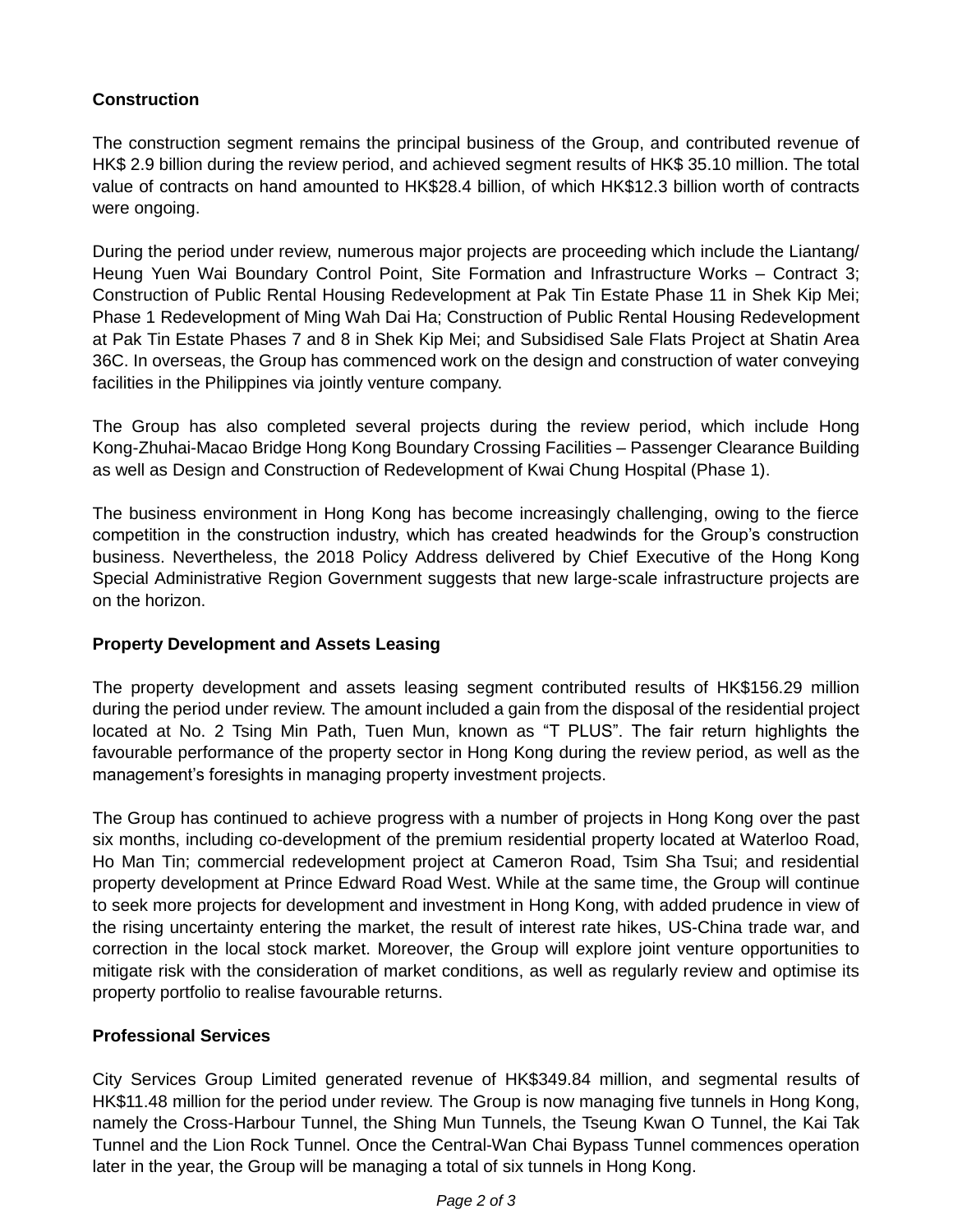**Construction**

The construction segment remains the principal business of the Group, and contributed revenue of HK$ 2.9 billion during the review period, and achieved segment results of HK$ 35.10 million. The total value of contracts on hand amounted to HK$28.4 billion, of which HK$12.3 billion worth of contracts were ongoing.

During the period under review, numerous major projects are proceeding which include the Liantang/ Heung Yuen Wai Boundary Control Point, Site Formation and Infrastructure Works – Contract 3; Construction of Public Rental Housing Redevelopment at Pak Tin Estate Phase 11 in Shek Kip Mei; Phase 1 Redevelopment of Ming Wah Dai Ha; Construction of Public Rental Housing Redevelopment at Pak Tin Estate Phases 7 and 8 in Shek Kip Mei; and Subsidised Sale Flats Project at Shatin Area 36C. In overseas, the Group has commenced work on the design and construction of water conveying facilities in the Philippines via jointly venture company.

The Group has also completed several projects during the review period, which include Hong Kong-Zhuhai-Macao Bridge Hong Kong Boundary Crossing Facilities – Passenger Clearance Building as well as Design and Construction of Redevelopment of Kwai Chung Hospital (Phase 1).

The business environment in Hong Kong has become increasingly challenging, owing to the fierce competition in the construction industry, which has created headwinds for the Group's construction business. Nevertheless, the 2018 Policy Address delivered by Chief Executive of the Hong Kong Special Administrative Region Government suggests that new large-scale infrastructure projects are on the horizon.

**Property Development and Assets Leasing**

The property development and assets leasing segment contributed results of HK$156.29 million during the period under review. The amount included a gain from the disposal of the residential project located at No. 2 Tsing Min Path, Tuen Mun, known as "T PLUS". The fair return highlights the favourable performance of the property sector in Hong Kong during the review period, as well as the management's foresights in managing property investment projects.

The Group has continued to achieve progress with a number of projects in Hong Kong over the past six months, including co-development of the premium residential property located at Waterloo Road, Ho Man Tin; commercial redevelopment project at Cameron Road, Tsim Sha Tsui; and residential property development at Prince Edward Road West. While at the same time, the Group will continue to seek more projects for development and investment in Hong Kong, with added prudence in view of the rising uncertainty entering the market, the result of interest rate hikes, US-China trade war, and correction in the local stock market. Moreover, the Group will explore joint venture opportunities to mitigate risk with the consideration of market conditions, as well as regularly review and optimise its property portfolio to realise favourable returns.

**Professional Services**

City Services Group Limited generated revenue of HK$349.84 million, and segmental results of HK$11.48 million for the period under review. The Group is now managing five tunnels in Hong Kong, namely the Cross-Harbour Tunnel, the Shing Mun Tunnels, the Tseung Kwan O Tunnel, the Kai Tak Tunnel and the Lion Rock Tunnel. Once the Central-Wan Chai Bypass Tunnel commences operation later in the year, the Group will be managing a total of six tunnels in Hong Kong.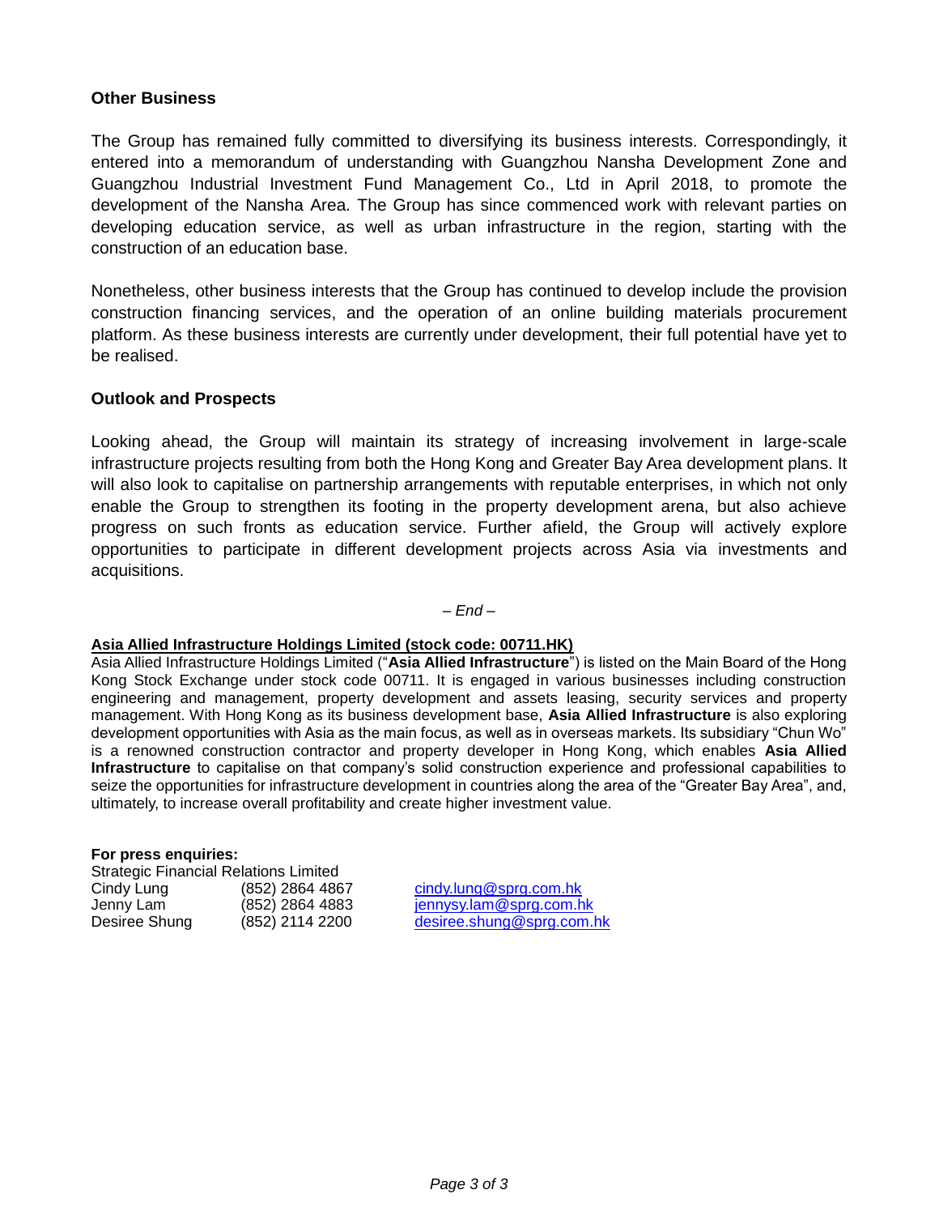## Other Business

The Group has remained fully committed to diversifying its business interests. Correspondingly, it entered into a memorandum of understanding with Guangzhou Nansha Development Zone and Guangzhou Industrial Investment Fund Management Co., Ltd in April 2018, to promote the development of the Nansha Area. The Group has since commenced work with relevant parties on developing education service, as well as urban infrastructure in the region, starting with the construction of an education base.

Nonetheless, other business interests that the Group has continued to develop include the provision construction financing services, and the operation of an online building materials procurement platform. As these business interests are currently under development, their full potential have yet to be realised.

## Outlook and Prospects

Looking ahead, the Group will maintain its strategy of increasing involvement in large-scale infrastructure projects resulting from both the Hong Kong and Greater Bay Area development plans. It will also look to capitalise on partnership arrangements with reputable enterprises, in which not only enable the Group to strengthen its footing in the property development arena, but also achieve progress on such fronts as education service. Further afield, the Group will actively explore opportunities to participate in different development projects across Asia via investments and acquisitions.

*– End –*

**Asia Allied Infrastructure Holdings Limited (stock code: 00711.HK)**

Asia Allied Infrastructure Holdings Limited ("**Asia Allied Infrastructure**") is listed on the Main Board of the Hong Kong Stock Exchange under stock code 00711. It is engaged in various businesses including construction engineering and management, property development and assets leasing, security services and property management. With Hong Kong as its business development base, **Asia Allied Infrastructure** is also exploring development opportunities with Asia as the main focus, as well as in overseas markets. Its subsidiary "Chun Wo" is a renowned construction contractor and property developer in Hong Kong, which enables **Asia Allied Infrastructure** to capitalise on that company's solid construction experience and professional capabilities to seize the opportunities for infrastructure development in countries along the area of the "Greater Bay Area", and, ultimately, to increase overall profitability and create higher investment value.

**For press enquiries:**

Strategic Financial Relations Limited

| | | |
|---|---|---|
| Cindy Lung | (852) 2864 4867 | cindy.lung@sprg.com.hk |
| Jenny Lam | (852) 2864 4883 | jennysy.lam@sprg.com.hk |
| Desiree Shung | (852) 2114 2200 | desiree.shung@sprg.com.hk |